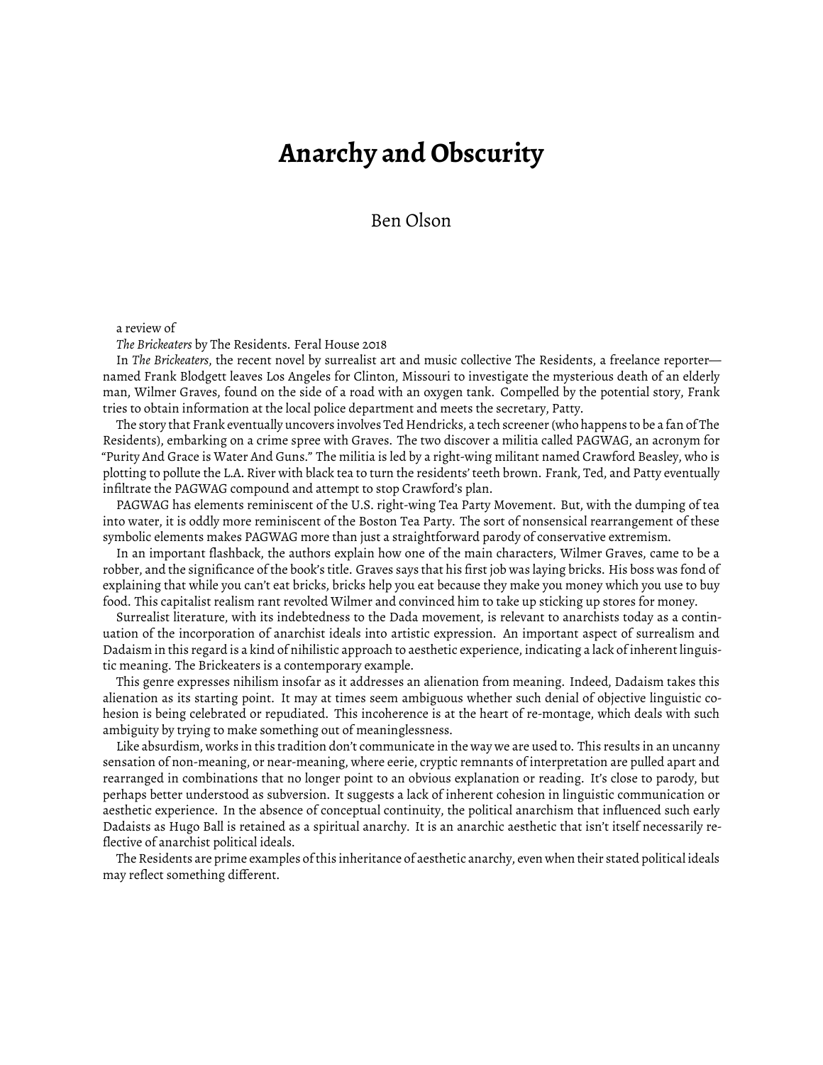# Anarchy and Obscurity

Ben Olson

a review of

*The Brickeaters* by The Residents. Feral House 2018

In *The Brickeaters*, the recent novel by surrealist art and music collective The Residents, a freelance reporter—named Frank Blodgett leaves Los Angeles for Clinton, Missouri to investigate the mysterious death of an elderly man, Wilmer Graves, found on the side of a road with an oxygen tank. Compelled by the potential story, Frank tries to obtain information at the local police department and meets the secretary, Patty.

The story that Frank eventually uncovers involves Ted Hendricks, a tech screener (who happens to be a fan of The Residents), embarking on a crime spree with Graves. The two discover a militia called PAGWAG, an acronym for "Purity And Grace is Water And Guns." The militia is led by a right-wing militant named Crawford Beasley, who is plotting to pollute the L.A. River with black tea to turn the residents' teeth brown. Frank, Ted, and Patty eventually infiltrate the PAGWAG compound and attempt to stop Crawford's plan.

PAGWAG has elements reminiscent of the U.S. right-wing Tea Party Movement. But, with the dumping of tea into water, it is oddly more reminiscent of the Boston Tea Party. The sort of nonsensical rearrangement of these symbolic elements makes PAGWAG more than just a straightforward parody of conservative extremism.

In an important flashback, the authors explain how one of the main characters, Wilmer Graves, came to be a robber, and the significance of the book's title. Graves says that his first job was laying bricks. His boss was fond of explaining that while you can't eat bricks, bricks help you eat because they make you money which you use to buy food. This capitalist realism rant revolted Wilmer and convinced him to take up sticking up stores for money.

Surrealist literature, with its indebtedness to the Dada movement, is relevant to anarchists today as a continuation of the incorporation of anarchist ideals into artistic expression. An important aspect of surrealism and Dadaism in this regard is a kind of nihilistic approach to aesthetic experience, indicating a lack of inherent linguistic meaning. The Brickeaters is a contemporary example.

This genre expresses nihilism insofar as it addresses an alienation from meaning. Indeed, Dadaism takes this alienation as its starting point. It may at times seem ambiguous whether such denial of objective linguistic cohesion is being celebrated or repudiated. This incoherence is at the heart of re-montage, which deals with such ambiguity by trying to make something out of meaninglessness.

Like absurdism, works in this tradition don't communicate in the way we are used to. This results in an uncanny sensation of non-meaning, or near-meaning, where eerie, cryptic remnants of interpretation are pulled apart and rearranged in combinations that no longer point to an obvious explanation or reading. It's close to parody, but perhaps better understood as subversion. It suggests a lack of inherent cohesion in linguistic communication or aesthetic experience. In the absence of conceptual continuity, the political anarchism that influenced such early Dadaists as Hugo Ball is retained as a spiritual anarchy. It is an anarchic aesthetic that isn't itself necessarily reflective of anarchist political ideals.

The Residents are prime examples of this inheritance of aesthetic anarchy, even when their stated political ideals may reflect something different.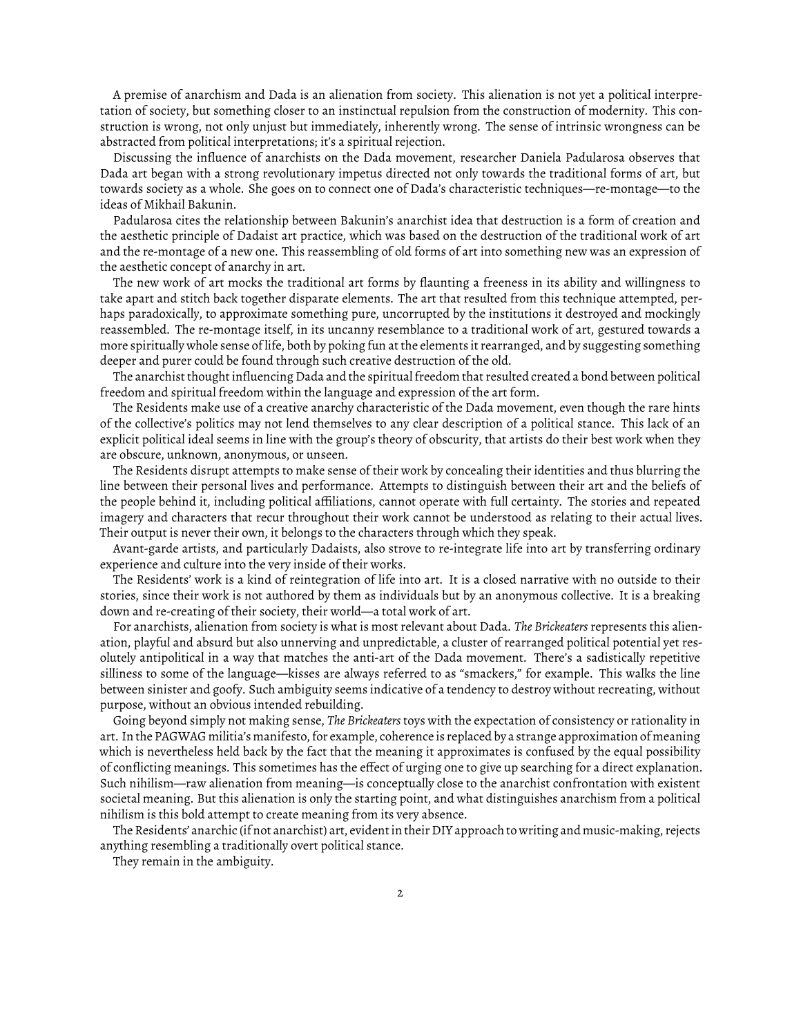A premise of anarchism and Dada is an alienation from society. This alienation is not yet a political interpretation of society, but something closer to an instinctual repulsion from the construction of modernity. This construction is wrong, not only unjust but immediately, inherently wrong. The sense of intrinsic wrongness can be abstracted from political interpretations; it's a spiritual rejection.

Discussing the influence of anarchists on the Dada movement, researcher Daniela Padularosa observes that Dada art began with a strong revolutionary impetus directed not only towards the traditional forms of art, but towards society as a whole. She goes on to connect one of Dada's characteristic techniques—re-montage—to the ideas of Mikhail Bakunin.

Padularosa cites the relationship between Bakunin's anarchist idea that destruction is a form of creation and the aesthetic principle of Dadaist art practice, which was based on the destruction of the traditional work of art and the re-montage of a new one. This reassembling of old forms of art into something new was an expression of the aesthetic concept of anarchy in art.

The new work of art mocks the traditional art forms by flaunting a freeness in its ability and willingness to take apart and stitch back together disparate elements. The art that resulted from this technique attempted, perhaps paradoxically, to approximate something pure, uncorrupted by the institutions it destroyed and mockingly reassembled. The re-montage itself, in its uncanny resemblance to a traditional work of art, gestured towards a more spiritually whole sense of life, both by poking fun at the elements it rearranged, and by suggesting something deeper and purer could be found through such creative destruction of the old.

The anarchist thought influencing Dada and the spiritual freedom that resulted created a bond between political freedom and spiritual freedom within the language and expression of the art form.

The Residents make use of a creative anarchy characteristic of the Dada movement, even though the rare hints of the collective's politics may not lend themselves to any clear description of a political stance. This lack of an explicit political ideal seems in line with the group's theory of obscurity, that artists do their best work when they are obscure, unknown, anonymous, or unseen.

The Residents disrupt attempts to make sense of their work by concealing their identities and thus blurring the line between their personal lives and performance. Attempts to distinguish between their art and the beliefs of the people behind it, including political affiliations, cannot operate with full certainty. The stories and repeated imagery and characters that recur throughout their work cannot be understood as relating to their actual lives. Their output is never their own, it belongs to the characters through which they speak.

Avant-garde artists, and particularly Dadaists, also strove to re-integrate life into art by transferring ordinary experience and culture into the very inside of their works.

The Residents' work is a kind of reintegration of life into art. It is a closed narrative with no outside to their stories, since their work is not authored by them as individuals but by an anonymous collective. It is a breaking down and re-creating of their society, their world—a total work of art.

For anarchists, alienation from society is what is most relevant about Dada. *The Brickeaters* represents this alienation, playful and absurd but also unnerving and unpredictable, a cluster of rearranged political potential yet resolutely antipolitical in a way that matches the anti-art of the Dada movement. There's a sadistically repetitive silliness to some of the language—kisses are always referred to as "smackers," for example. This walks the line between sinister and goofy. Such ambiguity seems indicative of a tendency to destroy without recreating, without purpose, without an obvious intended rebuilding.

Going beyond simply not making sense, *The Brickeaters* toys with the expectation of consistency or rationality in art. In the PAGWAG militia's manifesto, for example, coherence is replaced by a strange approximation of meaning which is nevertheless held back by the fact that the meaning it approximates is confused by the equal possibility of conflicting meanings. This sometimes has the effect of urging one to give up searching for a direct explanation. Such nihilism—raw alienation from meaning—is conceptually close to the anarchist confrontation with existent societal meaning. But this alienation is only the starting point, and what distinguishes anarchism from a political nihilism is this bold attempt to create meaning from its very absence.

The Residents' anarchic (if not anarchist) art, evident in their DIY approach to writing and music-making, rejects anything resembling a traditionally overt political stance.

They remain in the ambiguity.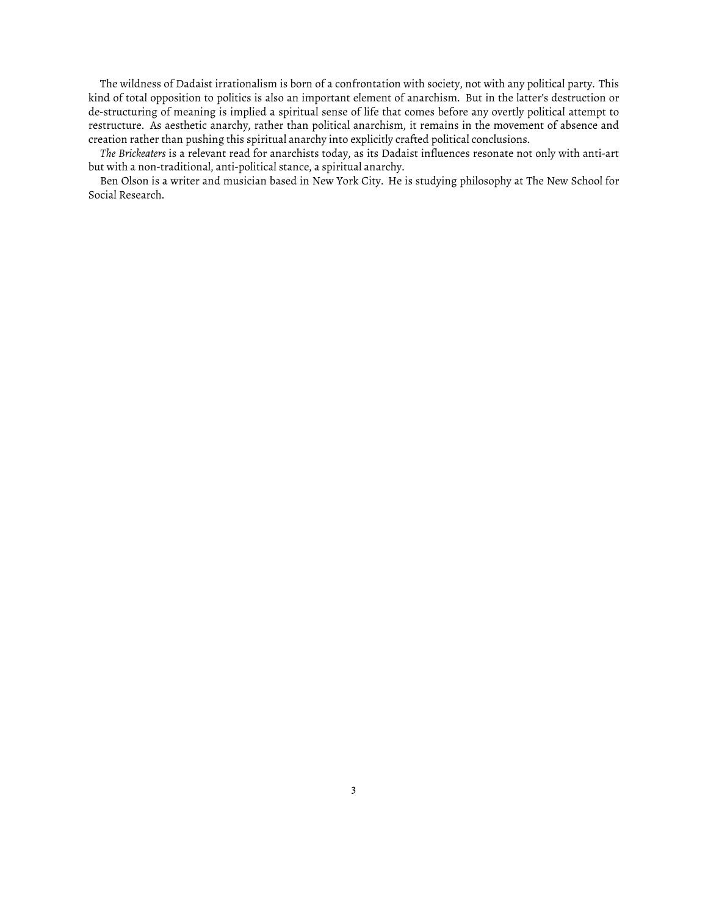The wildness of Dadaist irrationalism is born of a confrontation with society, not with any political party. This kind of total opposition to politics is also an important element of anarchism. But in the latter's destruction or de-structuring of meaning is implied a spiritual sense of life that comes before any overtly political attempt to restructure. As aesthetic anarchy, rather than political anarchism, it remains in the movement of absence and creation rather than pushing this spiritual anarchy into explicitly crafted political conclusions.

*The Brickeaters* is a relevant read for anarchists today, as its Dadaist influences resonate not only with anti-art but with a non-traditional, anti-political stance, a spiritual anarchy.

Ben Olson is a writer and musician based in New York City. He is studying philosophy at The New School for Social Research.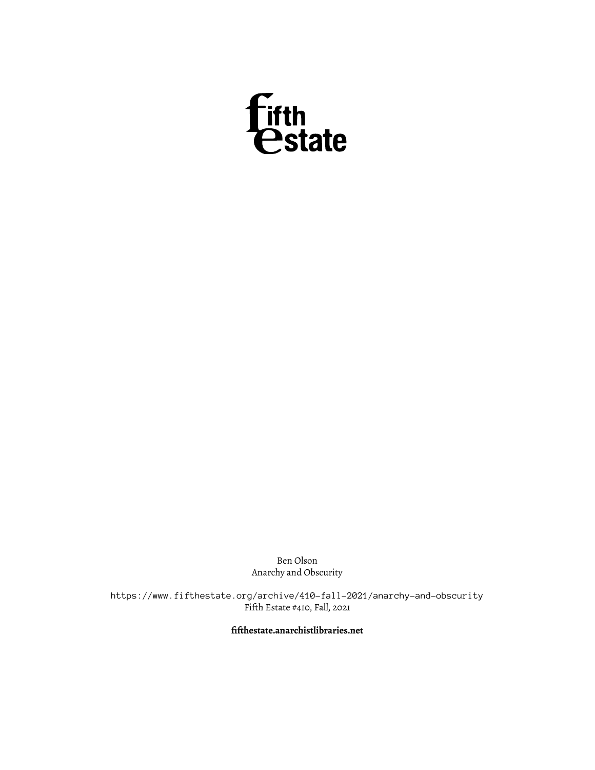Fifth Estate

Ben Olson
Anarchy and Obscurity

https://www.fifthestate.org/archive/410-fall-2021/anarchy-and-obscurity
Fifth Estate #410, Fall, 2021

**fifthestate.anarchistlibraries.net**